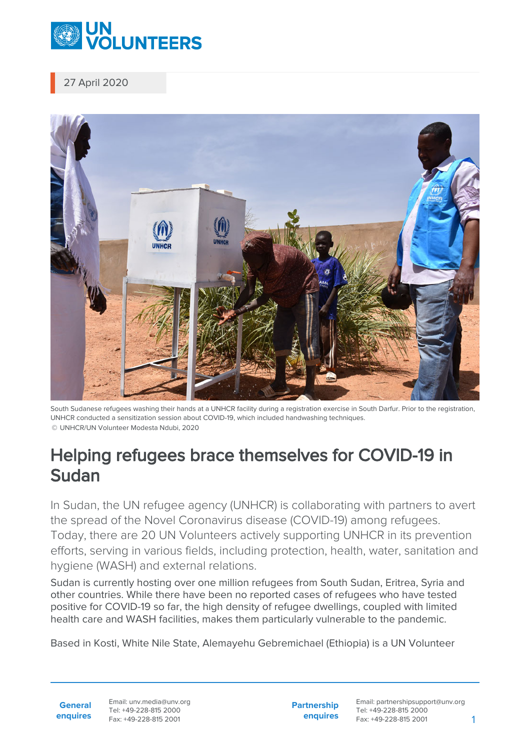27 April 2020

South Sudanese refugees washing their hands at a UNHCR facility during a registration exercise in South Darfur. Prior to the registration, UNHCR conducted a sensitization session about COVID-19, which included handwashing techniques.
© UNHCR/UN Volunteer Modesta Ndubi, 2020

# Helping refugees brace themselves for COVID-19 in Sudan

In Sudan, the UN refugee agency (UNHCR) is collaborating with partners to avert the spread of the Novel Coronavirus disease (COVID-19) among refugees. Today, there are 20 UN Volunteers actively supporting UNHCR in its prevention efforts, serving in various fields, including protection, health, water, sanitation and hygiene (WASH) and external relations.

Sudan is currently hosting over one million refugees from South Sudan, Eritrea, Syria and other countries. While there have been no reported cases of refugees who have tested positive for COVID-19 so far, the high density of refugee dwellings, coupled with limited health care and WASH facilities, makes them particularly vulnerable to the pandemic.

Based in Kosti, White Nile State, Alemayehu Gebremichael (Ethiopia) is a UN Volunteer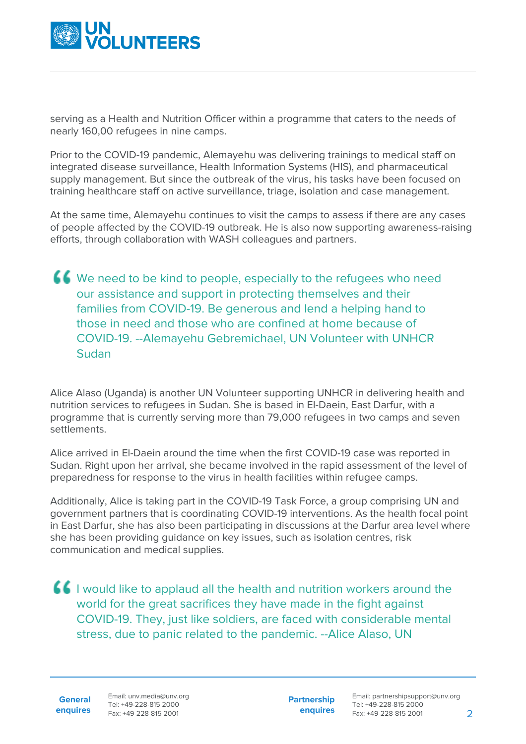serving as a Health and Nutrition Officer within a programme that caters to the needs of nearly 160,00 refugees in nine camps.

Prior to the COVID-19 pandemic, Alemayehu was delivering trainings to medical staff on integrated disease surveillance, Health Information Systems (HIS), and pharmaceutical supply management. But since the outbreak of the virus, his tasks have been focused on training healthcare staff on active surveillance, triage, isolation and case management.

At the same time, Alemayehu continues to visit the camps to assess if there are any cases of people affected by the COVID-19 outbreak. He is also now supporting awareness-raising efforts, through collaboration with WASH colleagues and partners.

> We need to be kind to people, especially to the refugees who need our assistance and support in protecting themselves and their families from COVID-19. Be generous and lend a helping hand to those in need and those who are confined at home because of COVID-19. --Alemayehu Gebremichael, UN Volunteer with UNHCR Sudan

Alice Alaso (Uganda) is another UN Volunteer supporting UNHCR in delivering health and nutrition services to refugees in Sudan. She is based in El-Daein, East Darfur, with a programme that is currently serving more than 79,000 refugees in two camps and seven settlements.

Alice arrived in El-Daein around the time when the first COVID-19 case was reported in Sudan. Right upon her arrival, she became involved in the rapid assessment of the level of preparedness for response to the virus in health facilities within refugee camps.

Additionally, Alice is taking part in the COVID-19 Task Force, a group comprising UN and government partners that is coordinating COVID-19 interventions. As the health focal point in East Darfur, she has also been participating in discussions at the Darfur area level where she has been providing guidance on key issues, such as isolation centres, risk communication and medical supplies.

> I would like to applaud all the health and nutrition workers around the world for the great sacrifices they have made in the fight against COVID-19. They, just like soldiers, are faced with considerable mental stress, due to panic related to the pandemic. --Alice Alaso, UN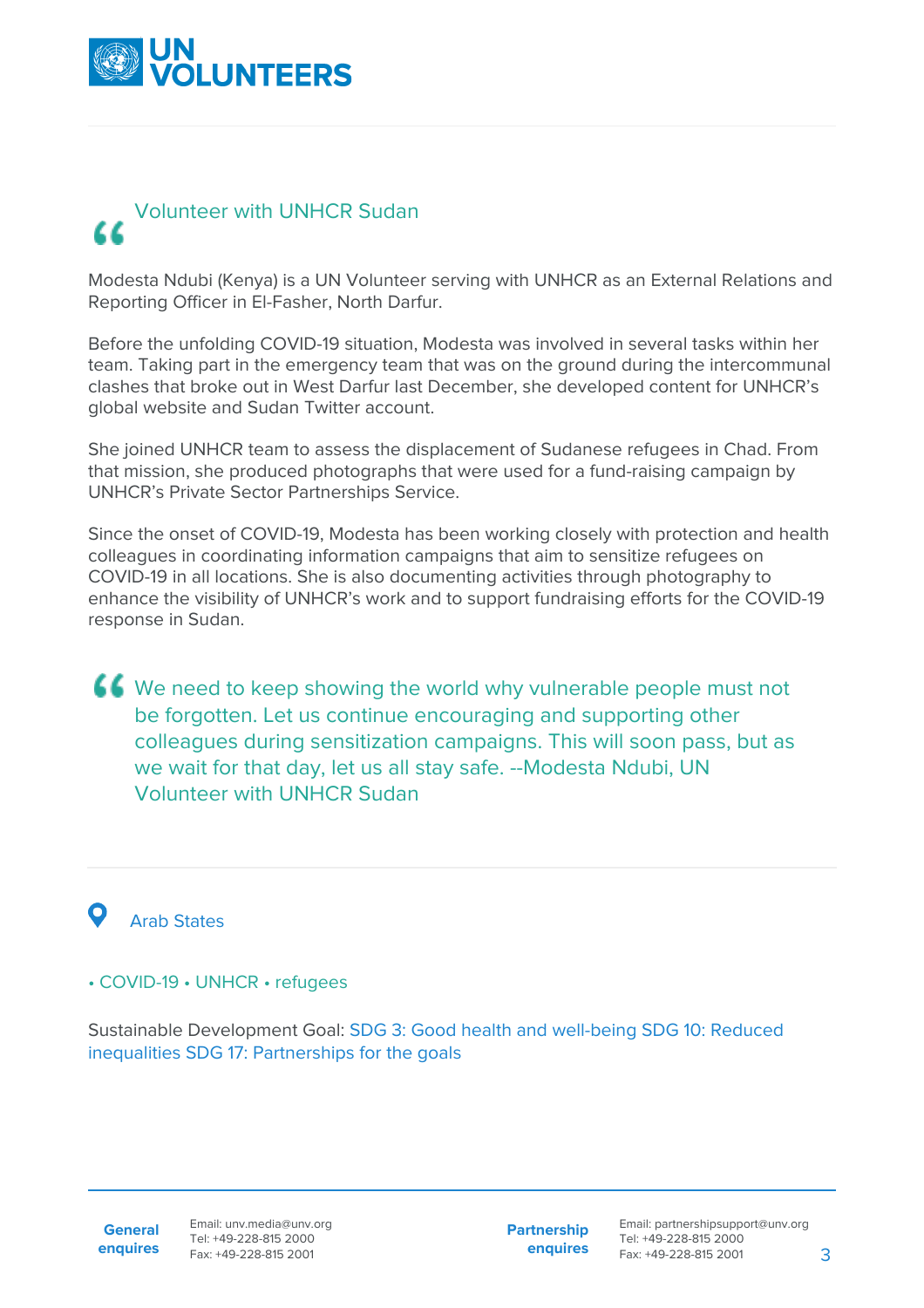## Volunteer with UNHCR Sudan

Modesta Ndubi (Kenya) is a UN Volunteer serving with UNHCR as an External Relations and Reporting Officer in El-Fasher, North Darfur.

Before the unfolding COVID-19 situation, Modesta was involved in several tasks within her team. Taking part in the emergency team that was on the ground during the intercommunal clashes that broke out in West Darfur last December, she developed content for UNHCR's global website and Sudan Twitter account.

She joined UNHCR team to assess the displacement of Sudanese refugees in Chad. From that mission, she produced photographs that were used for a fund-raising campaign by UNHCR's Private Sector Partnerships Service.

Since the onset of COVID-19, Modesta has been working closely with protection and health colleagues in coordinating information campaigns that aim to sensitize refugees on COVID-19 in all locations. She is also documenting activities through photography to enhance the visibility of UNHCR's work and to support fundraising efforts for the COVID-19 response in Sudan.

> We need to keep showing the world why vulnerable people must not be forgotten. Let us continue encouraging and supporting other colleagues during sensitization campaigns. This will soon pass, but as we wait for that day, let us all stay safe. --Modesta Ndubi, UN Volunteer with UNHCR Sudan

Arab States

• COVID-19 • UNHCR • refugees

Sustainable Development Goal: SDG 3: Good health and well-being SDG 10: Reduced inequalities SDG 17: Partnerships for the goals

**General enquires**
Email: unv.media@unv.org
Tel: +49-228-815 2000
Fax: +49-228-815 2001

**Partnership enquires**
Email: partnershipsupport@unv.org
Tel: +49-228-815 2000
Fax: +49-228-815 2001